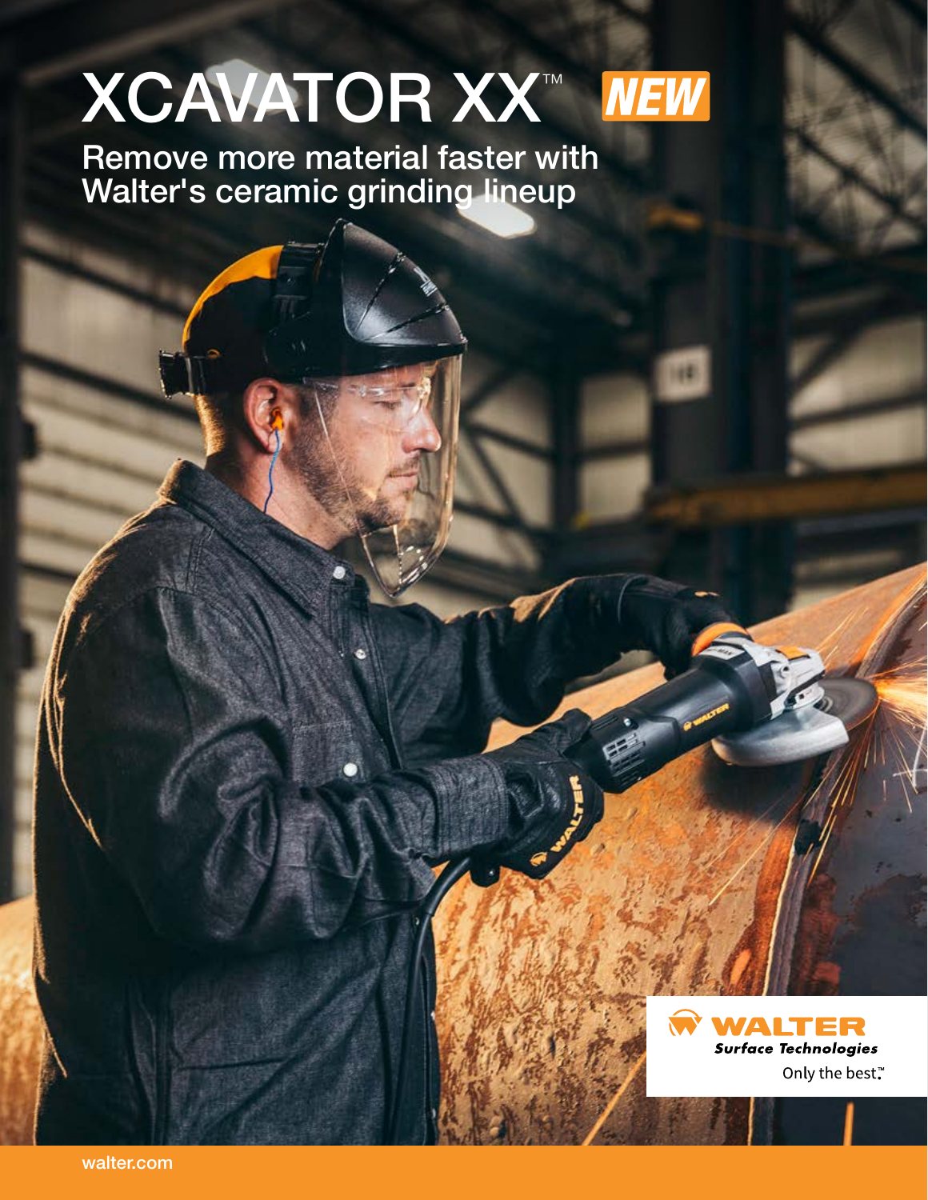# XCAVATOR XX™ NEW

## Remove more material faster with Walter's ceramic grinding lineup

WALTER
Surface Technologies
Only the best.™

walter.com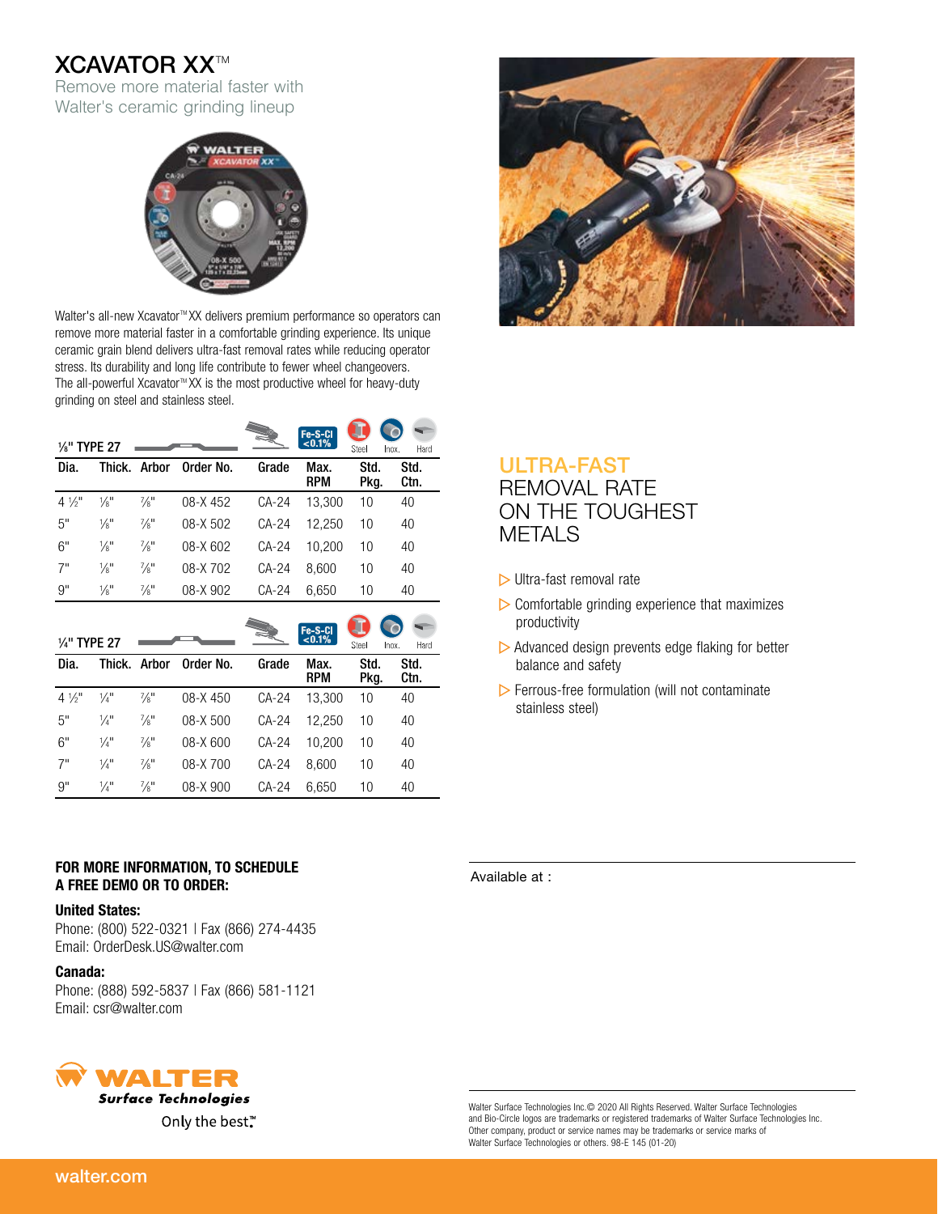# XCAVATOR XX™

Remove more material faster with Walter's ceramic grinding lineup

Walter's all-new Xcavator™XX delivers premium performance so operators can remove more material faster in a comfortable grinding experience. Its unique ceramic grain blend delivers ultra-fast removal rates while reducing operator stress. Its durability and long life contribute to fewer wheel changeovers. The all-powerful Xcavator™XX is the most productive wheel for heavy-duty grinding on steel and stainless steel.

**⅛" TYPE 27** — Fe-S-Cl <0.1% — Steel, Inox., Hard

| Dia. | Thick. | Arbor | Order No. | Grade | Max. RPM | Std. Pkg. | Std. Ctn. |
|---|---|---|---|---|---|---|---|
| 4 ½" | ⅛" | ⅞" | 08-X 452 | CA-24 | 13,300 | 10 | 40 |
| 5" | ⅛" | ⅞" | 08-X 502 | CA-24 | 12,250 | 10 | 40 |
| 6" | ⅛" | ⅞" | 08-X 602 | CA-24 | 10,200 | 10 | 40 |
| 7" | ⅛" | ⅞" | 08-X 702 | CA-24 | 8,600 | 10 | 40 |
| 9" | ⅛" | ⅞" | 08-X 902 | CA-24 | 6,650 | 10 | 40 |

**¼" TYPE 27** — Fe-S-Cl <0.1% — Steel, Inox., Hard

| Dia. | Thick. | Arbor | Order No. | Grade | Max. RPM | Std. Pkg. | Std. Ctn. |
|---|---|---|---|---|---|---|---|
| 4 ½" | ¼" | ⅞" | 08-X 450 | CA-24 | 13,300 | 10 | 40 |
| 5" | ¼" | ⅞" | 08-X 500 | CA-24 | 12,250 | 10 | 40 |
| 6" | ¼" | ⅞" | 08-X 600 | CA-24 | 10,200 | 10 | 40 |
| 7" | ¼" | ⅞" | 08-X 700 | CA-24 | 8,600 | 10 | 40 |
| 9" | ¼" | ⅞" | 08-X 900 | CA-24 | 6,650 | 10 | 40 |

## ULTRA-FAST REMOVAL RATE ON THE TOUGHEST METALS

- Ultra-fast removal rate
- Comfortable grinding experience that maximizes productivity
- Advanced design prevents edge flaking for better balance and safety
- Ferrous-free formulation (will not contaminate stainless steel)

**FOR MORE INFORMATION, TO SCHEDULE A FREE DEMO OR TO ORDER:**

**United States:**
Phone: (800) 522-0321 | Fax (866) 274-4435
Email: OrderDesk.US@walter.com

**Canada:**
Phone: (888) 592-5837 | Fax (866) 581-1121
Email: csr@walter.com

Available at :

WALTER Surface Technologies
Only the best.™

Walter Surface Technologies Inc.© 2020 All Rights Reserved. Walter Surface Technologies and Bio-Circle logos are trademarks or registered trademarks of Walter Surface Technologies Inc. Other company, product or service names may be trademarks or service marks of Walter Surface Technologies or others. 98-E 145 (01-20)

walter.com